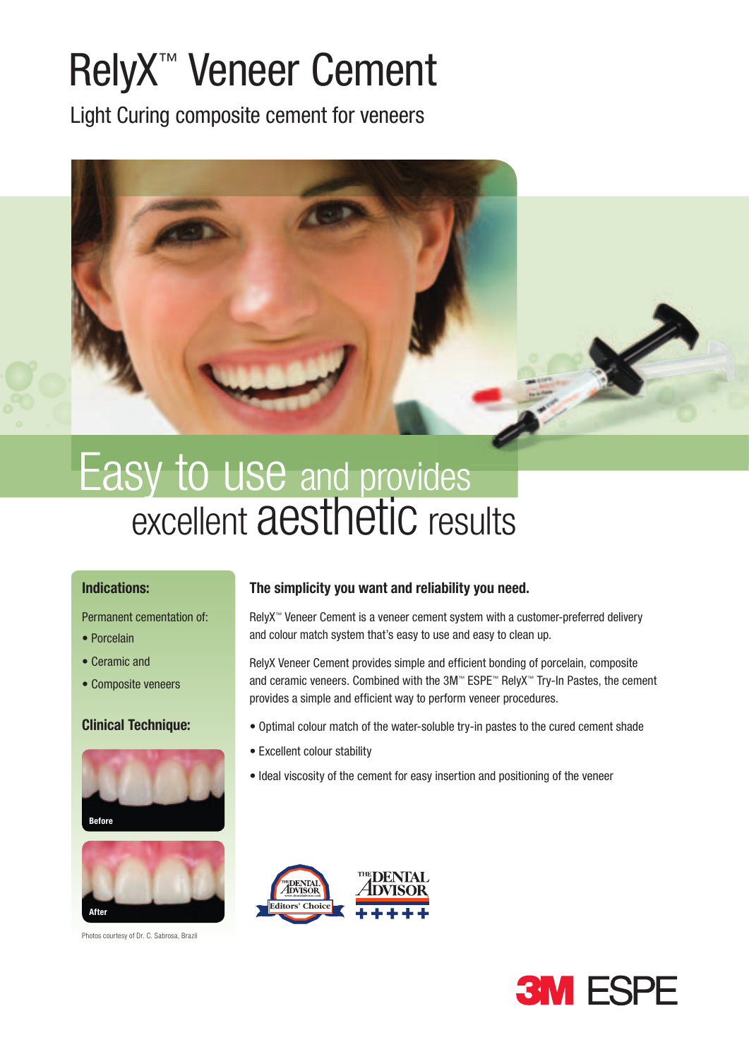# RelyX™ Veneer Cement

Light Curing composite cement for veneers

## Easy to use and provides excellent aesthetic results

### Indications:

Permanent cementation of:

- Porcelain
- Ceramic and
- Composite veneers

### Clinical Technique:

Before

After

Photos courtesy of Dr. C. Sabrosa, Brazil

### The simplicity you want and reliability you need.

RelyX™ Veneer Cement is a veneer cement system with a customer-preferred delivery and colour match system that's easy to use and easy to clean up.

RelyX Veneer Cement provides simple and efficient bonding of porcelain, composite and ceramic veneers. Combined with the 3M™ ESPE™ RelyX™ Try-In Pastes, the cement provides a simple and efficient way to perform veneer procedures.

- Optimal colour match of the water-soluble try-in pastes to the cured cement shade
- Excellent colour stability
- Ideal viscosity of the cement for easy insertion and positioning of the veneer

The Dental Advisor Editors' Choice

The Dental Advisor +++++

3M ESPE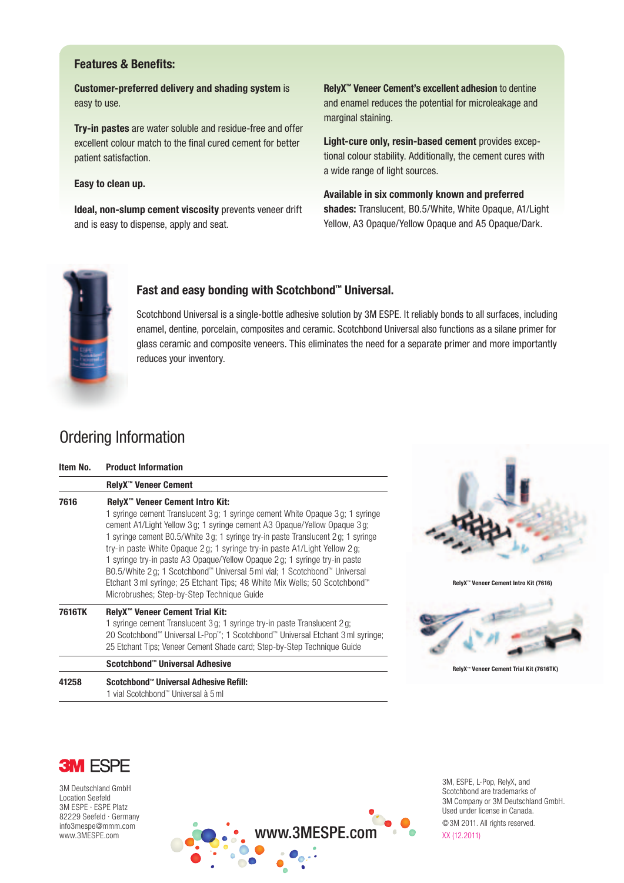## Features & Benefits:

**Customer-preferred delivery and shading system** is easy to use.

**Try-in pastes** are water soluble and residue-free and offer excellent colour match to the final cured cement for better patient satisfaction.

**Easy to clean up.**

**Ideal, non-slump cement viscosity** prevents veneer drift and is easy to dispense, apply and seat.

**RelyX™ Veneer Cement's excellent adhesion** to dentine and enamel reduces the potential for microleakage and marginal staining.

**Light-cure only, resin-based cement** provides exceptional colour stability. Additionally, the cement cures with a wide range of light sources.

**Available in six commonly known and preferred shades:** Translucent, B0.5/White, White Opaque, A1/Light Yellow, A3 Opaque/Yellow Opaque and A5 Opaque/Dark.

### Fast and easy bonding with Scotchbond™ Universal.

Scotchbond Universal is a single-bottle adhesive solution by 3M ESPE. It reliably bonds to all surfaces, including enamel, dentine, porcelain, composites and ceramic. Scotchbond Universal also functions as a silane primer for glass ceramic and composite veneers. This eliminates the need for a separate primer and more importantly reduces your inventory.

## Ordering Information

| Item No. | Product Information |
|---|---|
| | **RelyX™ Veneer Cement** |
| 7616 | **RelyX™ Veneer Cement Intro Kit:** 1 syringe cement Translucent 3 g; 1 syringe cement White Opaque 3 g; 1 syringe cement A1/Light Yellow 3 g; 1 syringe cement A3 Opaque/Yellow Opaque 3 g; 1 syringe cement B0.5/White 3 g; 1 syringe try-in paste Translucent 2 g; 1 syringe try-in paste White Opaque 2 g; 1 syringe try-in paste A1/Light Yellow 2 g; 1 syringe try-in paste A3 Opaque/Yellow Opaque 2 g; 1 syringe try-in paste B0.5/White 2 g; 1 Scotchbond™ Universal 5 ml vial; 1 Scotchbond™ Universal Etchant 3 ml syringe; 25 Etchant Tips; 48 White Mix Wells; 50 Scotchbond™ Microbrushes; Step-by-Step Technique Guide |
| 7616TK | **RelyX™ Veneer Cement Trial Kit:** 1 syringe cement Translucent 3 g; 1 syringe try-in paste Translucent 2 g; 20 Scotchbond™ Universal L-Pop™; 1 Scotchbond™ Universal Etchant 3 ml syringe; 25 Etchant Tips; Veneer Cement Shade card; Step-by-Step Technique Guide |
| | **Scotchbond™ Universal Adhesive** |
| 41258 | **Scotchbond™ Universal Adhesive Refill:** 1 vial Scotchbond™ Universal à 5 ml |

RelyX™ Veneer Cement Intro Kit (7616)

RelyX™ Veneer Cement Trial Kit (7616TK)

3M ESPE

3M Deutschland GmbH
Location Seefeld
3M ESPE · ESPE Platz
82229 Seefeld · Germany
info3mespe@mmm.com
www.3MESPE.com

www.3MESPE.com

3M, ESPE, L-Pop, RelyX, and Scotchbond are trademarks of 3M Company or 3M Deutschland GmbH. Used under license in Canada.

© 3M 2011. All rights reserved.

XX (12.2011)